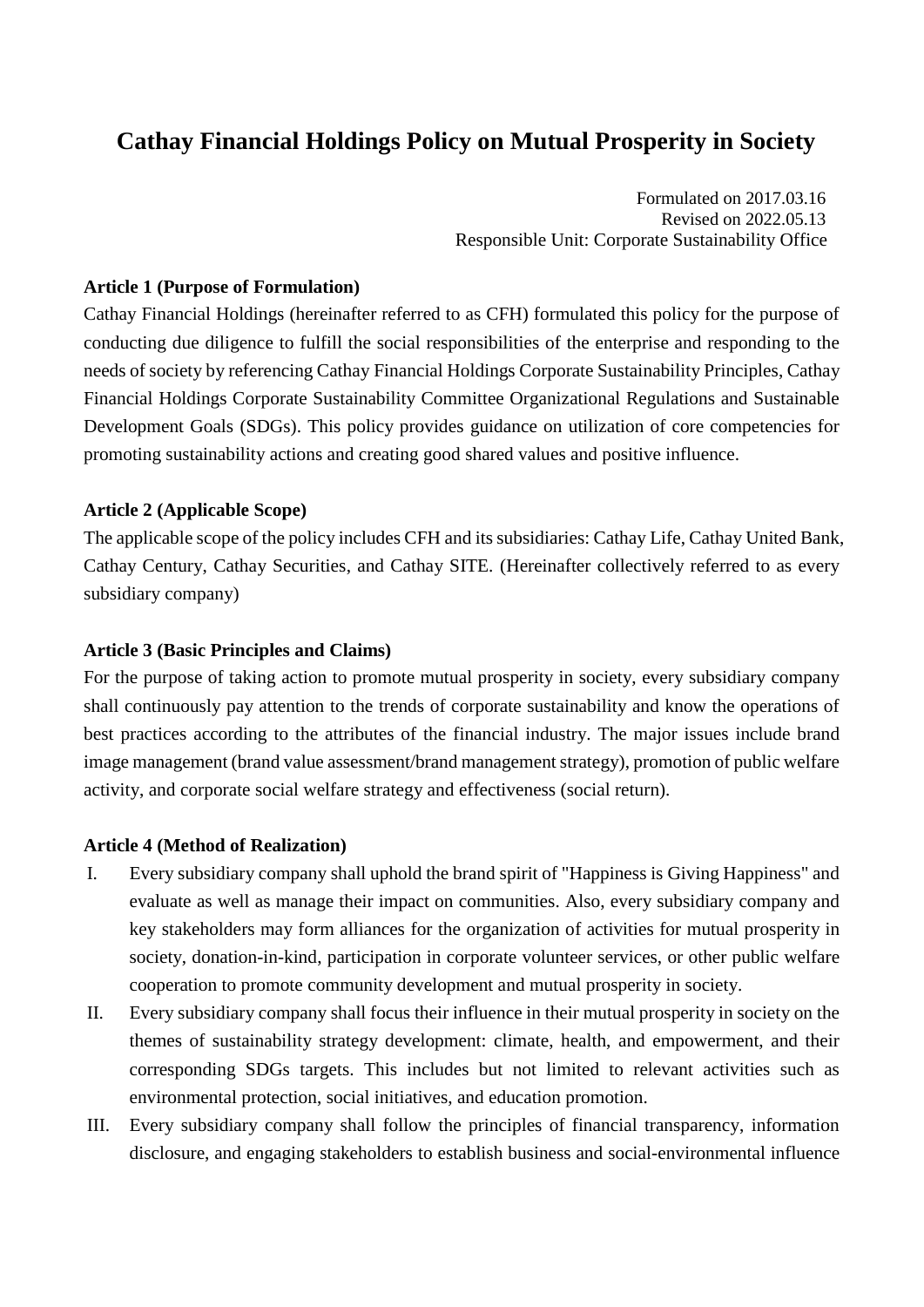# Cathay Financial Holdings Policy on Mutual Prosperity in Society

Formulated on 2017.03.16
Revised on 2022.05.13
Responsible Unit: Corporate Sustainability Office

**Article 1 (Purpose of Formulation)**

Cathay Financial Holdings (hereinafter referred to as CFH) formulated this policy for the purpose of conducting due diligence to fulfill the social responsibilities of the enterprise and responding to the needs of society by referencing Cathay Financial Holdings Corporate Sustainability Principles, Cathay Financial Holdings Corporate Sustainability Committee Organizational Regulations and Sustainable Development Goals (SDGs). This policy provides guidance on utilization of core competencies for promoting sustainability actions and creating good shared values and positive influence.

**Article 2 (Applicable Scope)**

The applicable scope of the policy includes CFH and its subsidiaries: Cathay Life, Cathay United Bank, Cathay Century, Cathay Securities, and Cathay SITE. (Hereinafter collectively referred to as every subsidiary company)

**Article 3 (Basic Principles and Claims)**

For the purpose of taking action to promote mutual prosperity in society, every subsidiary company shall continuously pay attention to the trends of corporate sustainability and know the operations of best practices according to the attributes of the financial industry. The major issues include brand image management (brand value assessment/brand management strategy), promotion of public welfare activity, and corporate social welfare strategy and effectiveness (social return).

**Article 4 (Method of Realization)**

I. Every subsidiary company shall uphold the brand spirit of "Happiness is Giving Happiness" and evaluate as well as manage their impact on communities. Also, every subsidiary company and key stakeholders may form alliances for the organization of activities for mutual prosperity in society, donation-in-kind, participation in corporate volunteer services, or other public welfare cooperation to promote community development and mutual prosperity in society.

II. Every subsidiary company shall focus their influence in their mutual prosperity in society on the themes of sustainability strategy development: climate, health, and empowerment, and their corresponding SDGs targets. This includes but not limited to relevant activities such as environmental protection, social initiatives, and education promotion.

III. Every subsidiary company shall follow the principles of financial transparency, information disclosure, and engaging stakeholders to establish business and social-environmental influence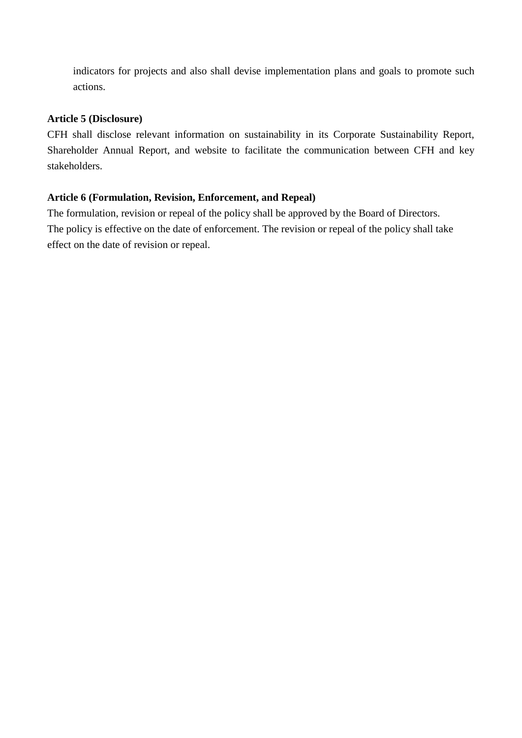indicators for projects and also shall devise implementation plans and goals to promote such actions.

**Article 5 (Disclosure)**

CFH shall disclose relevant information on sustainability in its Corporate Sustainability Report, Shareholder Annual Report, and website to facilitate the communication between CFH and key stakeholders.

**Article 6 (Formulation, Revision, Enforcement, and Repeal)**

The formulation, revision or repeal of the policy shall be approved by the Board of Directors.
The policy is effective on the date of enforcement. The revision or repeal of the policy shall take effect on the date of revision or repeal.